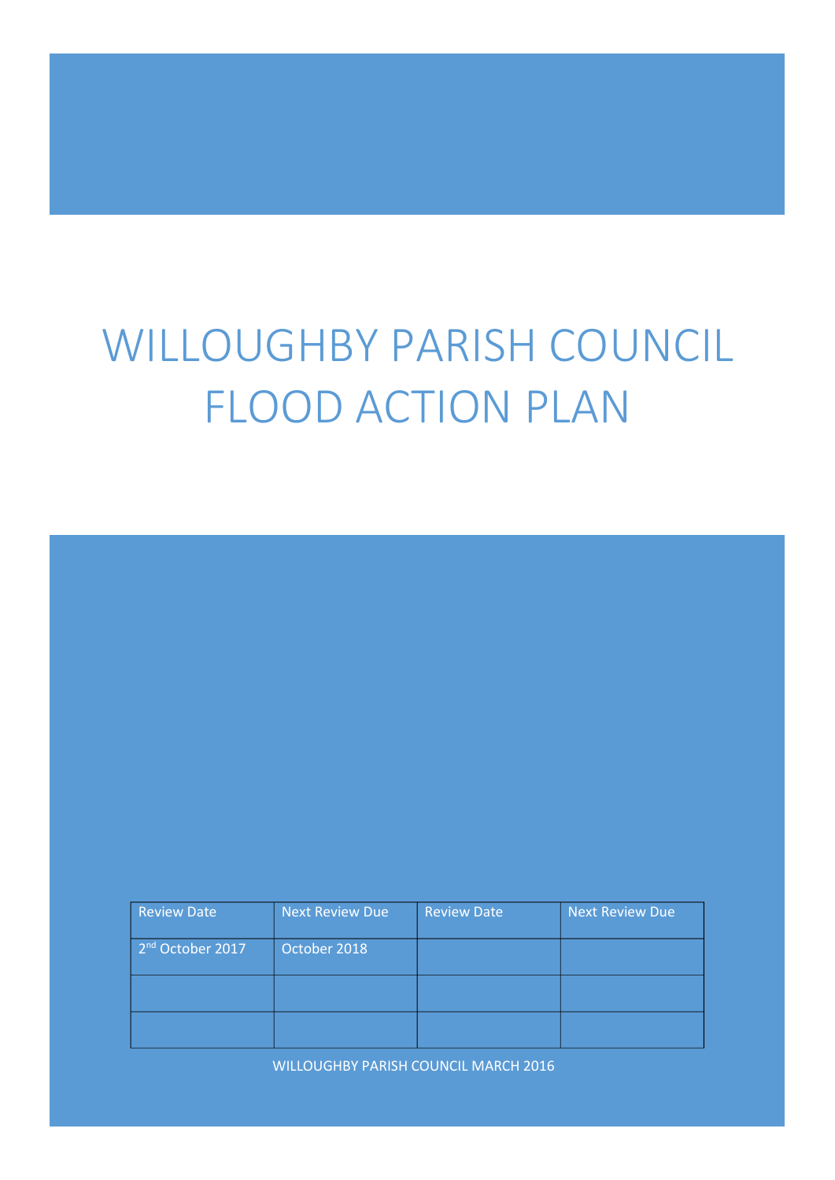# WILLOUGHBY PARISH COUNCIL FLOOD ACTION PLAN

| Review Date | Next Review Due | Review Date | Next Review Due |
|---|---|---|---|
| 2nd October 2017 | October 2018 | | |
| | | | |
| | | | |

WILLOUGHBY PARISH COUNCIL MARCH 2016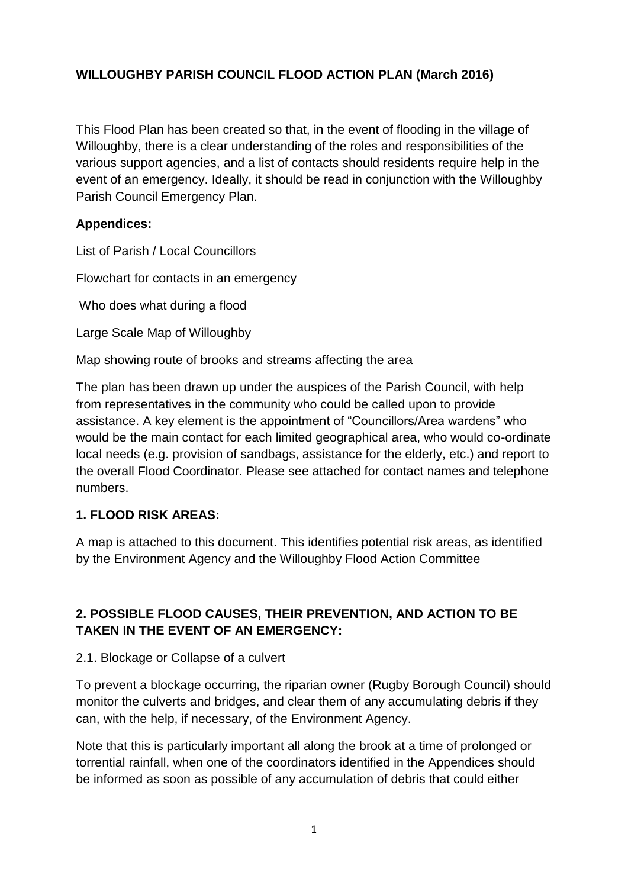**WILLOUGHBY PARISH COUNCIL FLOOD ACTION PLAN (March 2016)**

This Flood Plan has been created so that, in the event of flooding in the village of Willoughby, there is a clear understanding of the roles and responsibilities of the various support agencies, and a list of contacts should residents require help in the event of an emergency. Ideally, it should be read in conjunction with the Willoughby Parish Council Emergency Plan.

**Appendices:**

List of Parish / Local Councillors

Flowchart for contacts in an emergency

Who does what during a flood

Large Scale Map of Willoughby

Map showing route of brooks and streams affecting the area

The plan has been drawn up under the auspices of the Parish Council, with help from representatives in the community who could be called upon to provide assistance. A key element is the appointment of "Councillors/Area wardens" who would be the main contact for each limited geographical area, who would co-ordinate local needs (e.g. provision of sandbags, assistance for the elderly, etc.) and report to the overall Flood Coordinator. Please see attached for contact names and telephone numbers.

**1. FLOOD RISK AREAS:**

A map is attached to this document. This identifies potential risk areas, as identified by the Environment Agency and the Willoughby Flood Action Committee

**2. POSSIBLE FLOOD CAUSES, THEIR PREVENTION, AND ACTION TO BE TAKEN IN THE EVENT OF AN EMERGENCY:**

2.1. Blockage or Collapse of a culvert

To prevent a blockage occurring, the riparian owner (Rugby Borough Council) should monitor the culverts and bridges, and clear them of any accumulating debris if they can, with the help, if necessary, of the Environment Agency.

Note that this is particularly important all along the brook at a time of prolonged or torrential rainfall, when one of the coordinators identified in the Appendices should be informed as soon as possible of any accumulation of debris that could either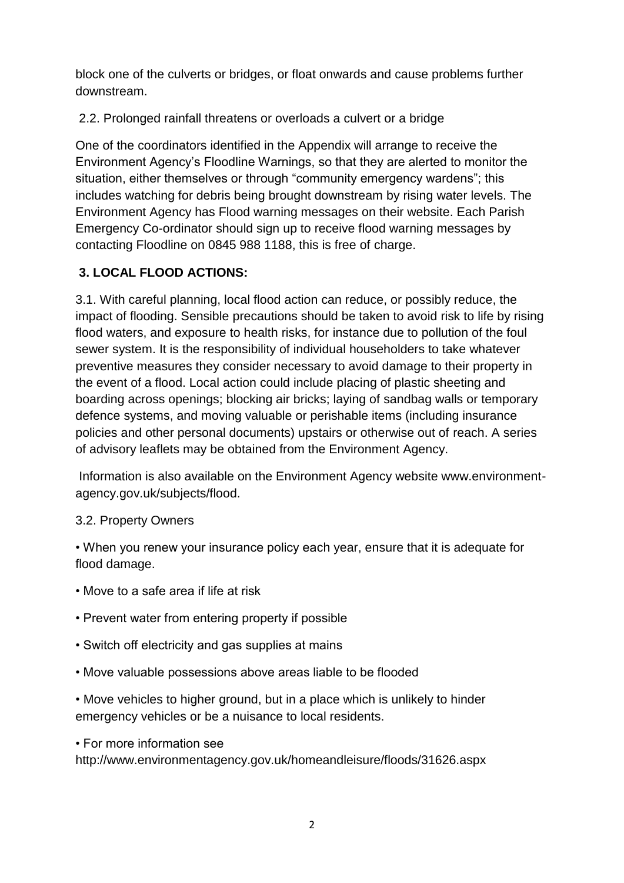block one of the culverts or bridges, or float onwards and cause problems further downstream.

2.2. Prolonged rainfall threatens or overloads a culvert or a bridge

One of the coordinators identified in the Appendix will arrange to receive the Environment Agency's Floodline Warnings, so that they are alerted to monitor the situation, either themselves or through "community emergency wardens"; this includes watching for debris being brought downstream by rising water levels. The Environment Agency has Flood warning messages on their website. Each Parish Emergency Co-ordinator should sign up to receive flood warning messages by contacting Floodline on 0845 988 1188, this is free of charge.

## 3. LOCAL FLOOD ACTIONS:

3.1. With careful planning, local flood action can reduce, or possibly reduce, the impact of flooding. Sensible precautions should be taken to avoid risk to life by rising flood waters, and exposure to health risks, for instance due to pollution of the foul sewer system. It is the responsibility of individual householders to take whatever preventive measures they consider necessary to avoid damage to their property in the event of a flood. Local action could include placing of plastic sheeting and boarding across openings; blocking air bricks; laying of sandbag walls or temporary defence systems, and moving valuable or perishable items (including insurance policies and other personal documents) upstairs or otherwise out of reach. A series of advisory leaflets may be obtained from the Environment Agency.

Information is also available on the Environment Agency website www.environment-agency.gov.uk/subjects/flood.

3.2. Property Owners

- When you renew your insurance policy each year, ensure that it is adequate for flood damage.
- Move to a safe area if life at risk
- Prevent water from entering property if possible
- Switch off electricity and gas supplies at mains
- Move valuable possessions above areas liable to be flooded
- Move vehicles to higher ground, but in a place which is unlikely to hinder emergency vehicles or be a nuisance to local residents.
- For more information see http://www.environmentagency.gov.uk/homeandleisure/floods/31626.aspx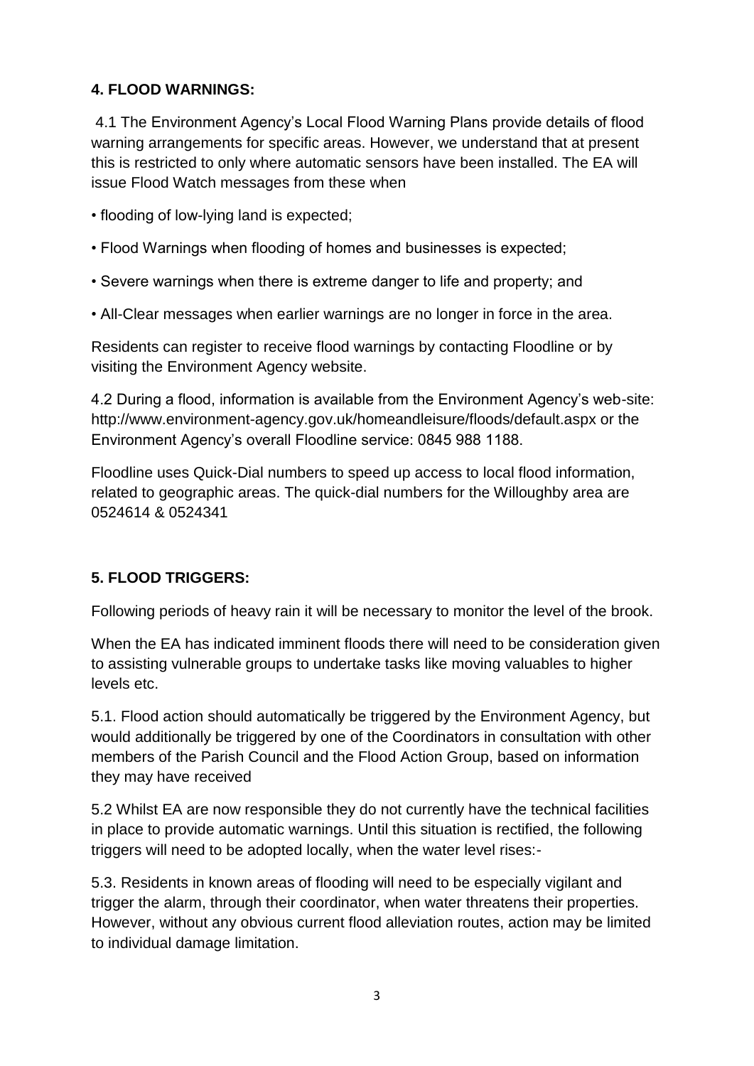## 4. FLOOD WARNINGS:

4.1 The Environment Agency's Local Flood Warning Plans provide details of flood warning arrangements for specific areas. However, we understand that at present this is restricted to only where automatic sensors have been installed. The EA will issue Flood Watch messages from these when

- flooding of low-lying land is expected;
- Flood Warnings when flooding of homes and businesses is expected;
- Severe warnings when there is extreme danger to life and property; and
- All-Clear messages when earlier warnings are no longer in force in the area.

Residents can register to receive flood warnings by contacting Floodline or by visiting the Environment Agency website.

4.2 During a flood, information is available from the Environment Agency's web-site: http://www.environment-agency.gov.uk/homeandleisure/floods/default.aspx or the Environment Agency's overall Floodline service: 0845 988 1188.

Floodline uses Quick-Dial numbers to speed up access to local flood information, related to geographic areas. The quick-dial numbers for the Willoughby area are 0524614 & 0524341

## 5. FLOOD TRIGGERS:

Following periods of heavy rain it will be necessary to monitor the level of the brook.

When the EA has indicated imminent floods there will need to be consideration given to assisting vulnerable groups to undertake tasks like moving valuables to higher levels etc.

5.1. Flood action should automatically be triggered by the Environment Agency, but would additionally be triggered by one of the Coordinators in consultation with other members of the Parish Council and the Flood Action Group, based on information they may have received

5.2 Whilst EA are now responsible they do not currently have the technical facilities in place to provide automatic warnings. Until this situation is rectified, the following triggers will need to be adopted locally, when the water level rises:-

5.3. Residents in known areas of flooding will need to be especially vigilant and trigger the alarm, through their coordinator, when water threatens their properties. However, without any obvious current flood alleviation routes, action may be limited to individual damage limitation.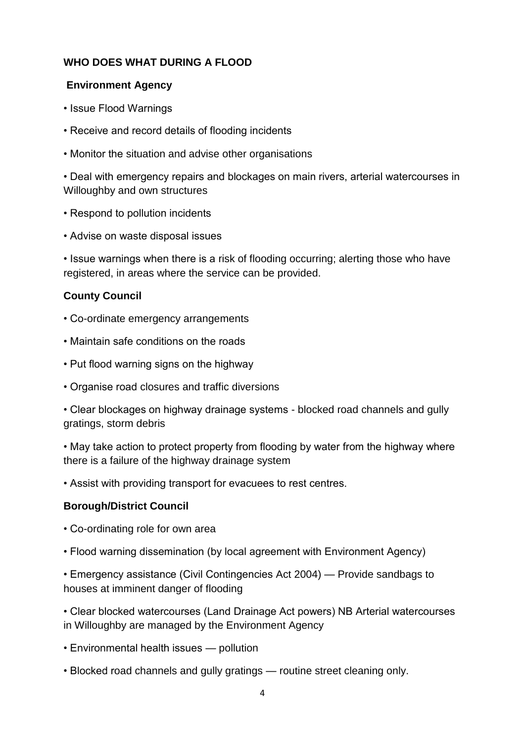## WHO DOES WHAT DURING A FLOOD

### Environment Agency

- Issue Flood Warnings
- Receive and record details of flooding incidents
- Monitor the situation and advise other organisations
- Deal with emergency repairs and blockages on main rivers, arterial watercourses in Willoughby and own structures
- Respond to pollution incidents
- Advise on waste disposal issues
- Issue warnings when there is a risk of flooding occurring; alerting those who have registered, in areas where the service can be provided.

### County Council

- Co-ordinate emergency arrangements
- Maintain safe conditions on the roads
- Put flood warning signs on the highway
- Organise road closures and traffic diversions
- Clear blockages on highway drainage systems - blocked road channels and gully gratings, storm debris
- May take action to protect property from flooding by water from the highway where there is a failure of the highway drainage system
- Assist with providing transport for evacuees to rest centres.

### Borough/District Council

- Co-ordinating role for own area
- Flood warning dissemination (by local agreement with Environment Agency)
- Emergency assistance (Civil Contingencies Act 2004) — Provide sandbags to houses at imminent danger of flooding
- Clear blocked watercourses (Land Drainage Act powers) NB Arterial watercourses in Willoughby are managed by the Environment Agency
- Environmental health issues — pollution
- Blocked road channels and gully gratings — routine street cleaning only.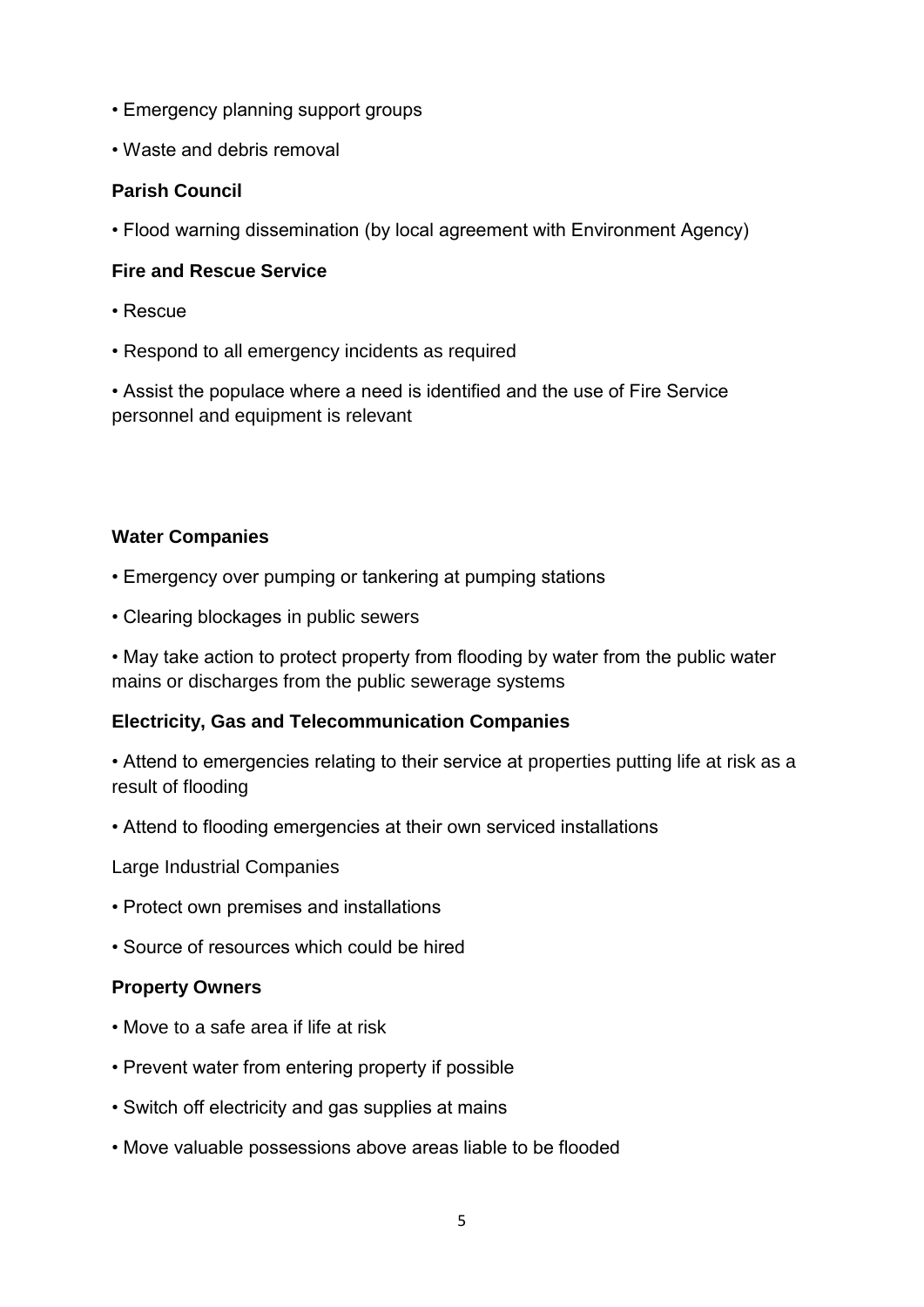- Emergency planning support groups
- Waste and debris removal

**Parish Council**

- Flood warning dissemination (by local agreement with Environment Agency)

**Fire and Rescue Service**

- Rescue
- Respond to all emergency incidents as required
- Assist the populace where a need is identified and the use of Fire Service personnel and equipment is relevant

**Water Companies**

- Emergency over pumping or tankering at pumping stations
- Clearing blockages in public sewers
- May take action to protect property from flooding by water from the public water mains or discharges from the public sewerage systems

**Electricity, Gas and Telecommunication Companies**

- Attend to emergencies relating to their service at properties putting life at risk as a result of flooding
- Attend to flooding emergencies at their own serviced installations

Large Industrial Companies

- Protect own premises and installations
- Source of resources which could be hired

**Property Owners**

- Move to a safe area if life at risk
- Prevent water from entering property if possible
- Switch off electricity and gas supplies at mains
- Move valuable possessions above areas liable to be flooded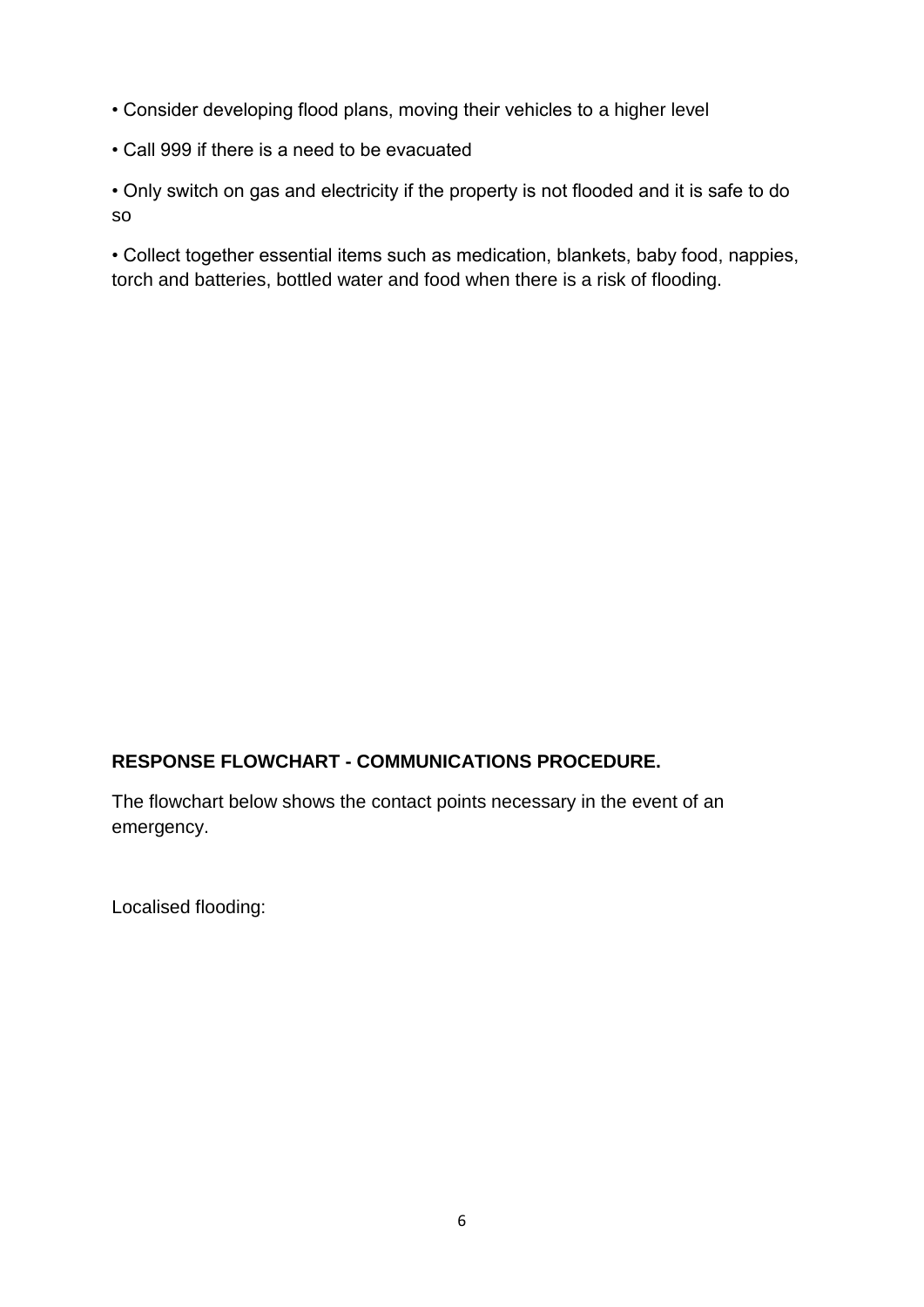- Consider developing flood plans, moving their vehicles to a higher level
- Call 999 if there is a need to be evacuated
- Only switch on gas and electricity if the property is not flooded and it is safe to do so
- Collect together essential items such as medication, blankets, baby food, nappies, torch and batteries, bottled water and food when there is a risk of flooding.

**RESPONSE FLOWCHART - COMMUNICATIONS PROCEDURE.**

The flowchart below shows the contact points necessary in the event of an emergency.

Localised flooding: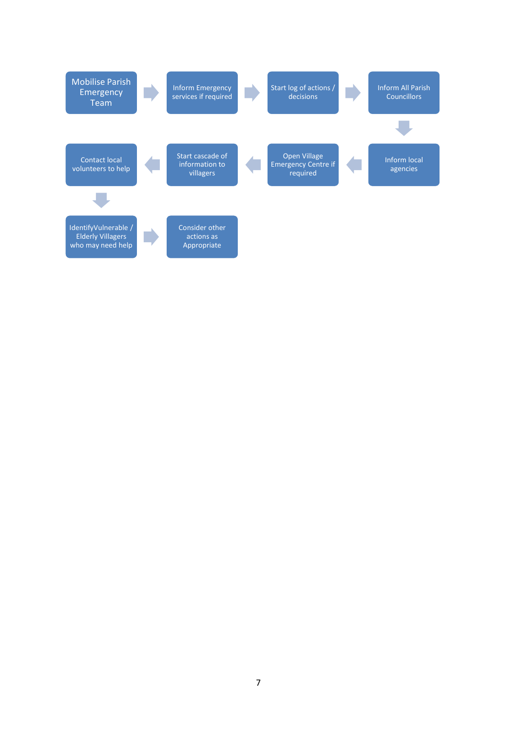1. Mobilise Parish Emergency Team
2. Inform Emergency services if required
3. Start log of actions / decisions
4. Inform All Parish Councillors
5. Inform local agencies
6. Open Village Emergency Centre if required
7. Start cascade of information to villagers
8. Contact local volunteers to help
9. IdentifyVulnerable / Elderly Villagers who may need help
10. Consider other actions as Appropriate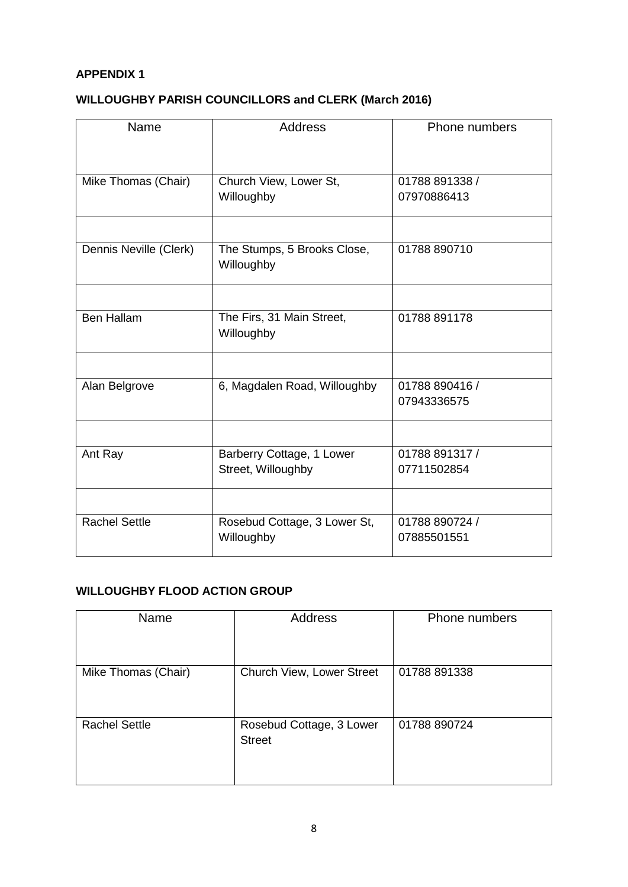**APPENDIX 1**

**WILLOUGHBY PARISH COUNCILLORS and CLERK (March 2016)**

| Name | Address | Phone numbers |
|---|---|---|
| Mike Thomas (Chair) | Church View, Lower St, Willoughby | 01788 891338 / 07970886413 |
| | | |
| Dennis Neville (Clerk) | The Stumps, 5 Brooks Close, Willoughby | 01788 890710 |
| | | |
| Ben Hallam | The Firs, 31 Main Street, Willoughby | 01788 891178 |
| | | |
| Alan Belgrove | 6, Magdalen Road, Willoughby | 01788 890416 / 07943336575 |
| | | |
| Ant Ray | Barberry Cottage, 1 Lower Street, Willoughby | 01788 891317 / 07711502854 |
| | | |
| Rachel Settle | Rosebud Cottage, 3 Lower St, Willoughby | 01788 890724 / 07885501551 |

**WILLOUGHBY FLOOD ACTION GROUP**

| Name | Address | Phone numbers |
|---|---|---|
| Mike Thomas (Chair) | Church View, Lower Street | 01788 891338 |
| Rachel Settle | Rosebud Cottage, 3 Lower Street | 01788 890724 |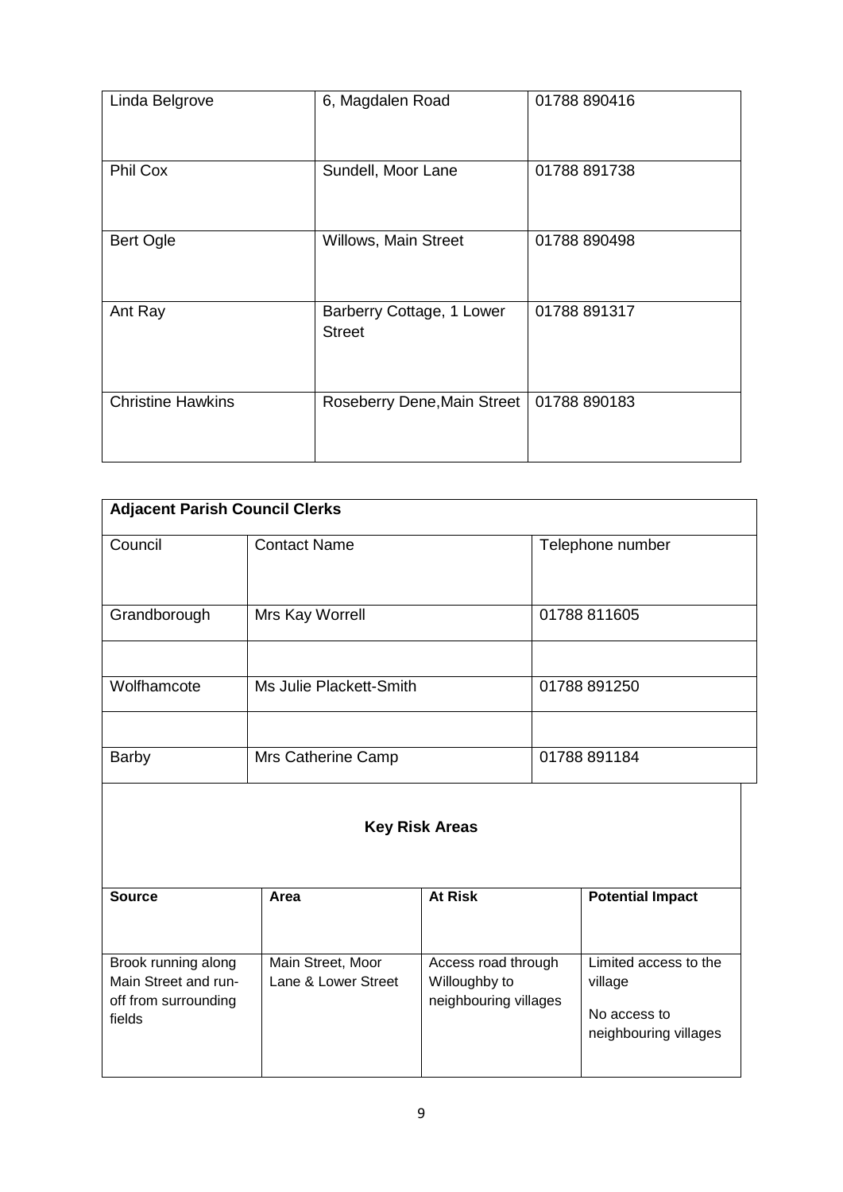| Linda Belgrove | 6, Magdalen Road | 01788 890416 |
|---|---|---|
| Phil Cox | Sundell, Moor Lane | 01788 891738 |
| Bert Ogle | Willows, Main Street | 01788 890498 |
| Ant Ray | Barberry Cottage, 1 Lower Street | 01788 891317 |
| Christine Hawkins | Roseberry Dene, Main Street | 01788 890183 |

| **Adjacent Parish Council Clerks** | | |
|---|---|---|
| Council | Contact Name | Telephone number |
| Grandborough | Mrs Kay Worrell | 01788 811605 |
| | | |
| Wolfhamcote | Ms Julie Plackett-Smith | 01788 891250 |
| | | |
| Barby | Mrs Catherine Camp | 01788 891184 |

**Key Risk Areas**

| **Source** | **Area** | **At Risk** | **Potential Impact** |
|---|---|---|---|
| Brook running along Main Street and run-off from surrounding fields | Main Street, Moor Lane & Lower Street | Access road through Willoughby to neighbouring villages | Limited access to the village<br><br>No access to neighbouring villages |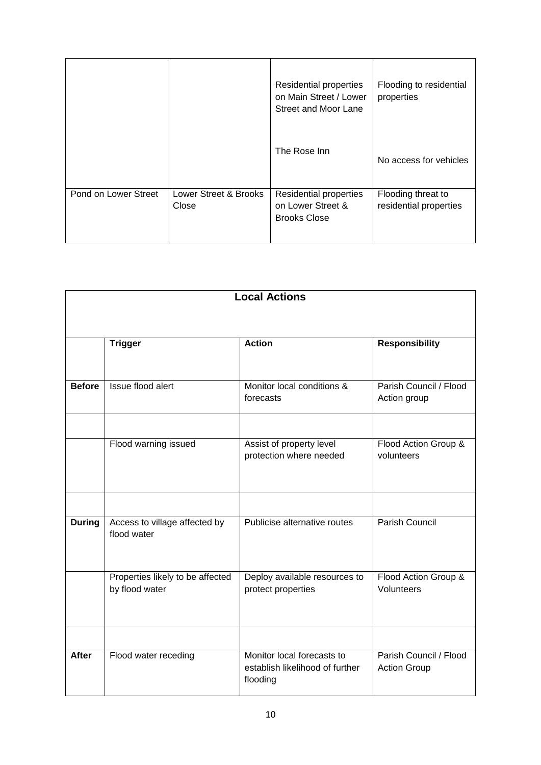| | | | |
|---|---|---|---|
| | | Residential properties on Main Street / Lower Street and Moor Lane<br><br>The Rose Inn | Flooding to residential properties<br><br>No access for vehicles |
| Pond on Lower Street | Lower Street & Brooks Close | Residential properties on Lower Street & Brooks Close | Flooding threat to residential properties |

| **Local Actions** | | | |
|---|---|---|---|
| | **Trigger** | **Action** | **Responsibility** |
| **Before** | Issue flood alert | Monitor local conditions & forecasts | Parish Council / Flood Action group |
| | | | |
| | Flood warning issued | Assist of property level protection where needed | Flood Action Group & volunteers |
| | | | |
| **During** | Access to village affected by flood water | Publicise alternative routes | Parish Council |
| | Properties likely to be affected by flood water | Deploy available resources to protect properties | Flood Action Group & Volunteers |
| | | | |
| **After** | Flood water receding | Monitor local forecasts to establish likelihood of further flooding | Parish Council / Flood Action Group |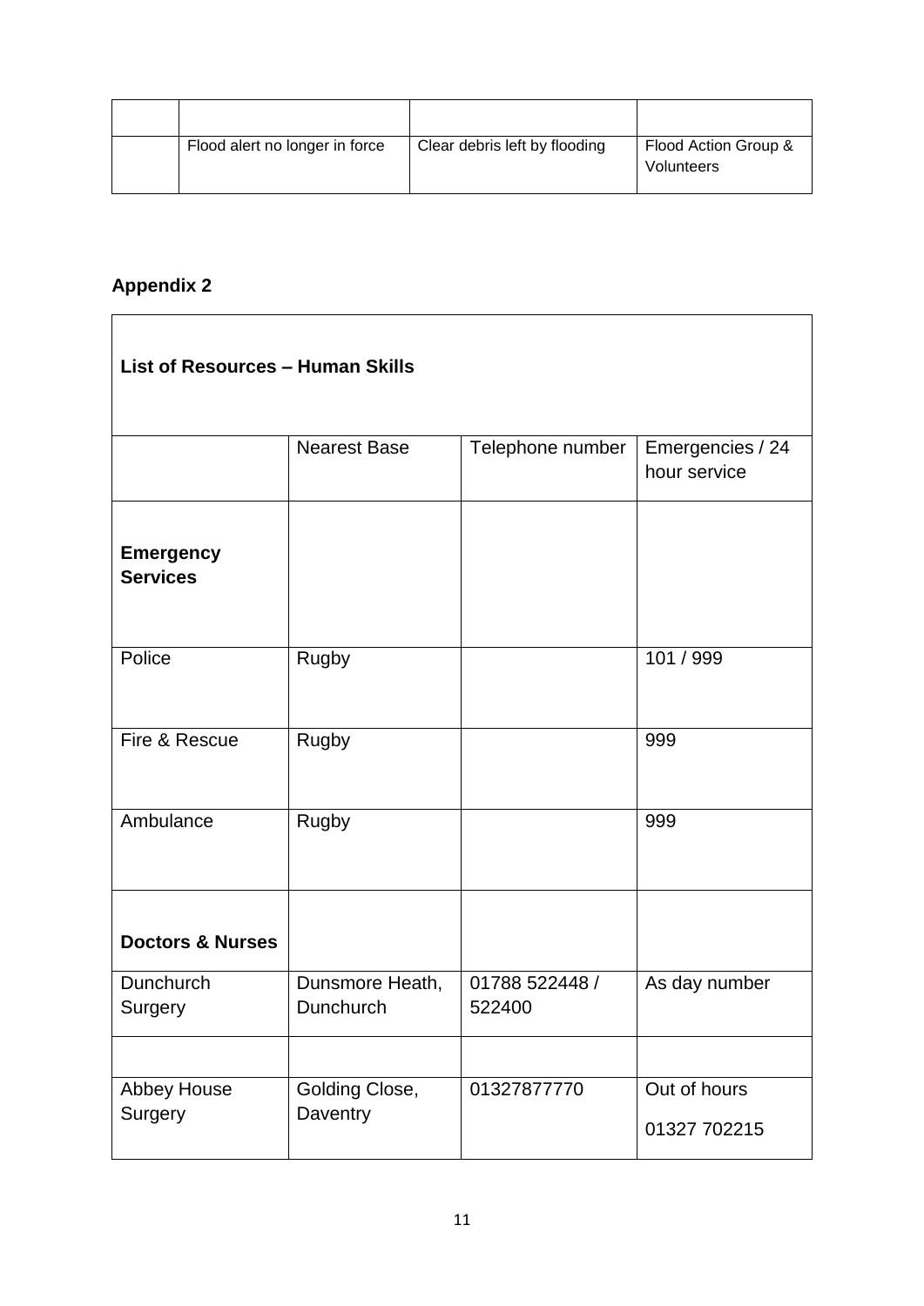| | | | |
|---|---|---|---|
| | | | |
| | Flood alert no longer in force | Clear debris left by flooding | Flood Action Group & Volunteers |

**Appendix 2**

| List of Resources – Human Skills | | | |
|---|---|---|---|
| | Nearest Base | Telephone number | Emergencies / 24 hour service |
| **Emergency Services** | | | |
| Police | Rugby | | 101 / 999 |
| Fire & Rescue | Rugby | | 999 |
| Ambulance | Rugby | | 999 |
| **Doctors & Nurses** | | | |
| Dunchurch Surgery | Dunsmore Heath, Dunchurch | 01788 522448 / 522400 | As day number |
| | | | |
| Abbey House Surgery | Golding Close, Daventry | 01327877770 | Out of hours 01327 702215 |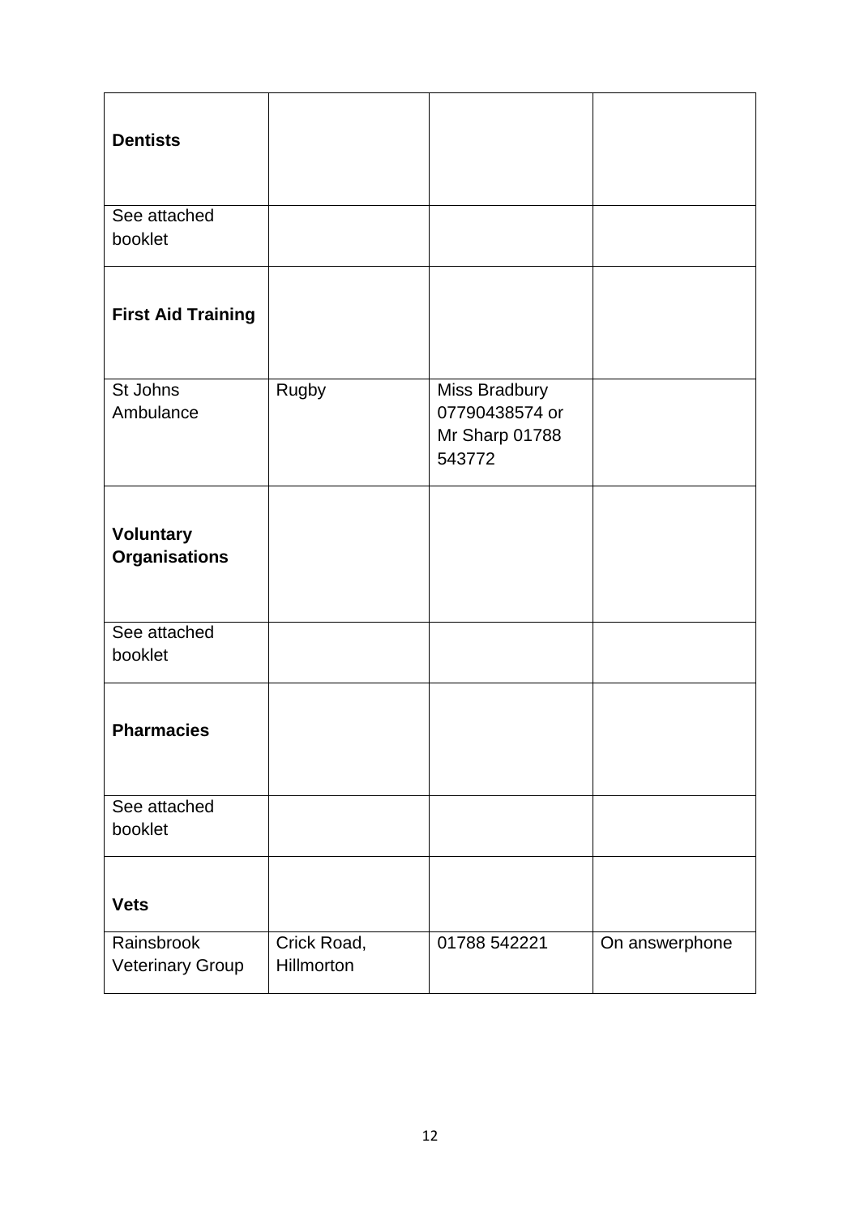| **Dentists** | | | |
|---|---|---|---|
| See attached booklet | | | |
| **First Aid Training** | | | |
| St Johns Ambulance | Rugby | Miss Bradbury 07790438574 or Mr Sharp 01788 543772 | |
| **Voluntary Organisations** | | | |
| See attached booklet | | | |
| **Pharmacies** | | | |
| See attached booklet | | | |
| **Vets** | | | |
| Rainsbrook Veterinary Group | Crick Road, Hillmorton | 01788 542221 | On answerphone |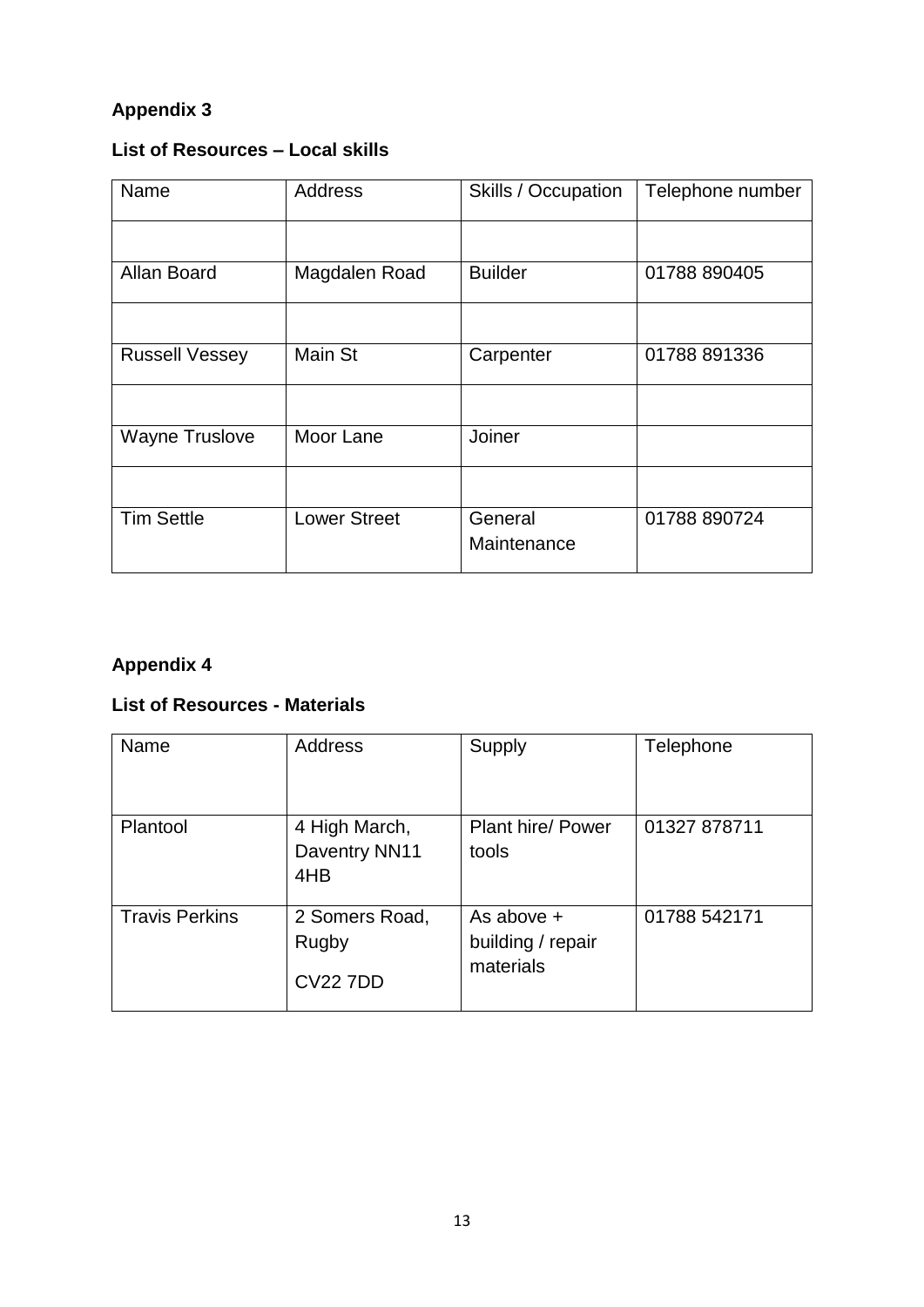## Appendix 3

### List of Resources – Local skills

| Name | Address | Skills / Occupation | Telephone number |
|---|---|---|---|
| | | | |
| Allan Board | Magdalen Road | Builder | 01788 890405 |
| | | | |
| Russell Vessey | Main St | Carpenter | 01788 891336 |
| | | | |
| Wayne Truslove | Moor Lane | Joiner | |
| | | | |
| Tim Settle | Lower Street | General Maintenance | 01788 890724 |

## Appendix 4

### List of Resources - Materials

| Name | Address | Supply | Telephone |
|---|---|---|---|
| Plantool | 4 High March, Daventry NN11 4HB | Plant hire/ Power tools | 01327 878711 |
| Travis Perkins | 2 Somers Road, Rugby CV22 7DD | As above + building / repair materials | 01788 542171 |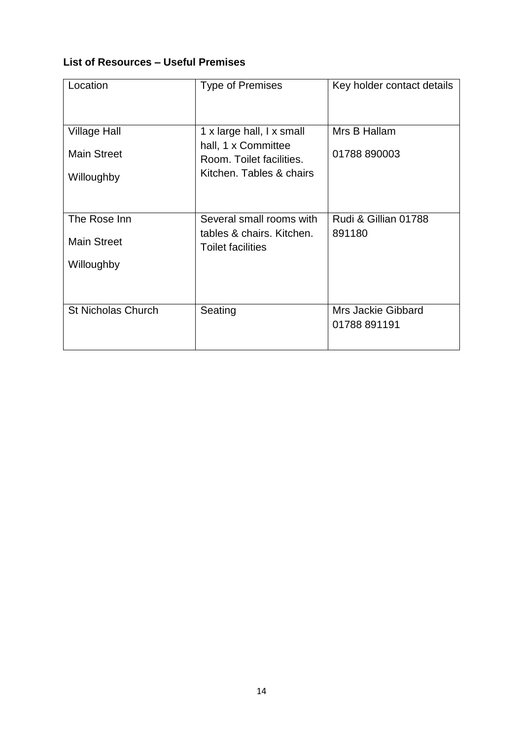**List of Resources – Useful Premises**

| Location | Type of Premises | Key holder contact details |
|---|---|---|
| Village Hall<br>Main Street<br>Willoughby | 1 x large hall, I x small hall, 1 x Committee Room. Toilet facilities. Kitchen. Tables & chairs | Mrs B Hallam<br>01788 890003 |
| The Rose Inn<br>Main Street<br>Willoughby | Several small rooms with tables & chairs. Kitchen. Toilet facilities | Rudi & Gillian 01788 891180 |
| St Nicholas Church | Seating | Mrs Jackie Gibbard 01788 891191 |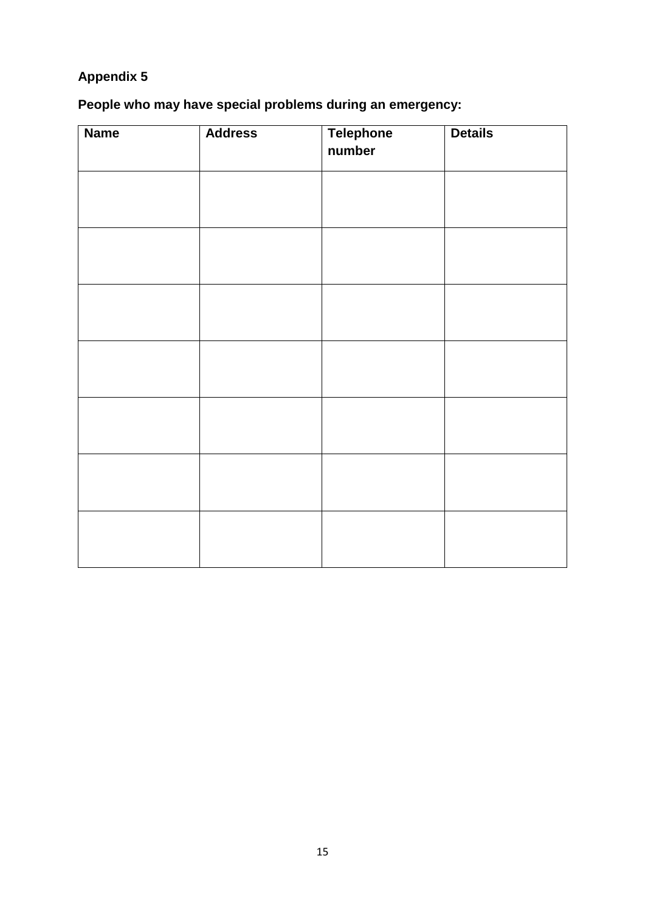**Appendix 5**

**People who may have special problems during an emergency:**

| Name | Address | Telephone number | Details |
|---|---|---|---|
| | | | |
| | | | |
| | | | |
| | | | |
| | | | |
| | | | |
| | | | |